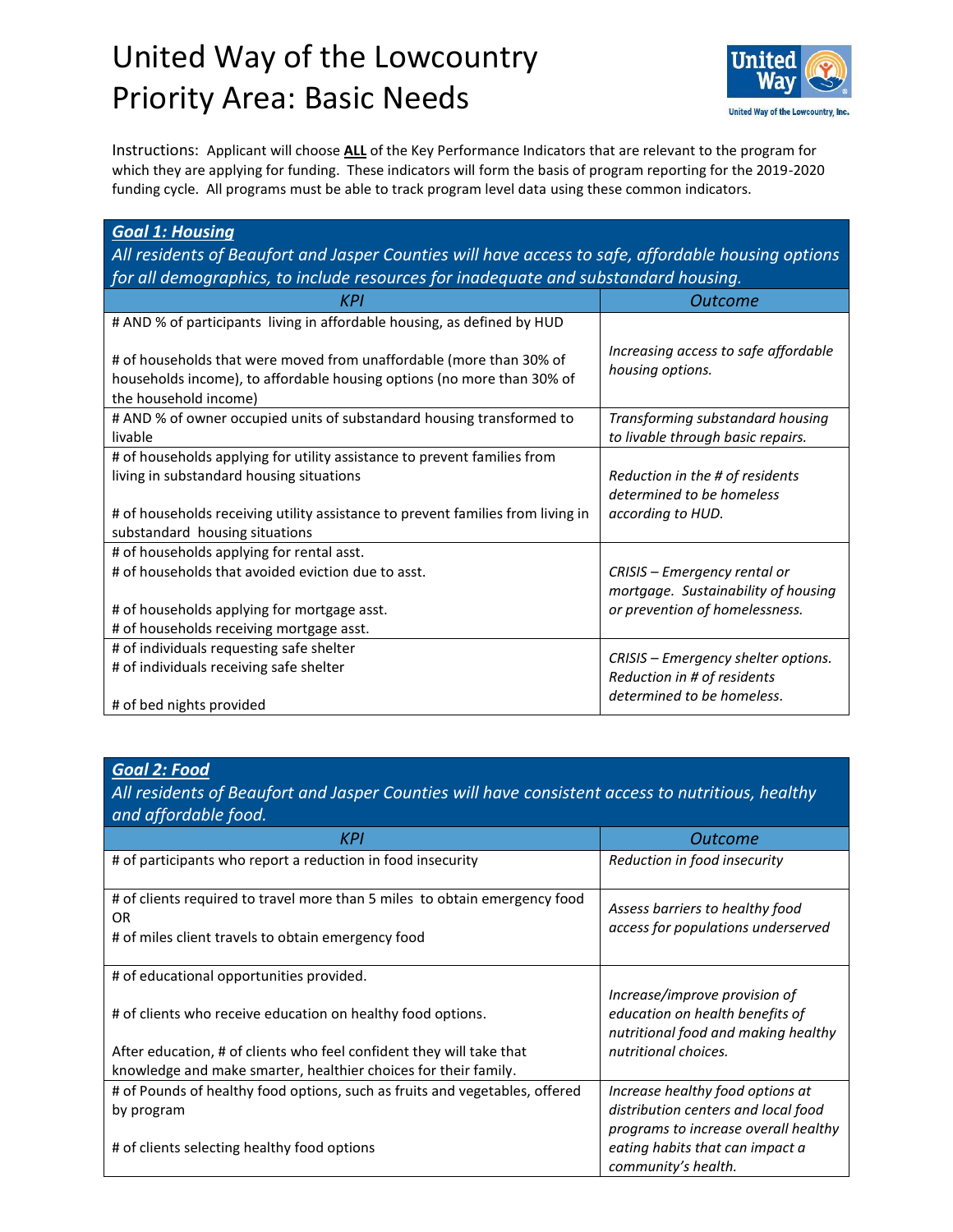# United Way of the Lowcountry
# Priority Area: Basic Needs

Instructions: Applicant will choose **ALL** of the Key Performance Indicators that are relevant to the program for which they are applying for funding. These indicators will form the basis of program reporting for the 2019-2020 funding cycle. All programs must be able to track program level data using these common indicators.

| ***Goal 1: Housing*** *All residents of Beaufort and Jasper Counties will have access to safe, affordable housing options for all demographics, to include resources for inadequate and substandard housing.* | |
|---|---|
| *KPI* | *Outcome* |
| # AND % of participants living in affordable housing, as defined by HUD<br><br># of households that were moved from unaffordable (more than 30% of households income), to affordable housing options (no more than 30% of the household income) | *Increasing access to safe affordable housing options.* |
| # AND % of owner occupied units of substandard housing transformed to livable | *Transforming substandard housing to livable through basic repairs.* |
| # of households applying for utility assistance to prevent families from living in substandard housing situations<br><br># of households receiving utility assistance to prevent families from living in substandard housing situations | *Reduction in the # of residents determined to be homeless according to HUD.* |
| # of households applying for rental asst.<br># of households that avoided eviction due to asst.<br><br># of households applying for mortgage asst.<br># of households receiving mortgage asst. | *CRISIS – Emergency rental or mortgage. Sustainability of housing or prevention of homelessness.* |
| # of individuals requesting safe shelter<br># of individuals receiving safe shelter<br><br># of bed nights provided | *CRISIS – Emergency shelter options. Reduction in # of residents determined to be homeless.* |

| ***Goal 2: Food*** *All residents of Beaufort and Jasper Counties will have consistent access to nutritious, healthy and affordable food.* | |
|---|---|
| *KPI* | *Outcome* |
| # of participants who report a reduction in food insecurity | *Reduction in food insecurity* |
| # of clients required to travel more than 5 miles to obtain emergency food<br>OR<br># of miles client travels to obtain emergency food | *Assess barriers to healthy food access for populations underserved* |
| # of educational opportunities provided.<br><br># of clients who receive education on healthy food options.<br><br>After education, # of clients who feel confident they will take that knowledge and make smarter, healthier choices for their family. | *Increase/improve provision of education on health benefits of nutritional food and making healthy nutritional choices.* |
| # of Pounds of healthy food options, such as fruits and vegetables, offered by program<br><br># of clients selecting healthy food options | *Increase healthy food options at distribution centers and local food programs to increase overall healthy eating habits that can impact a community's health.* |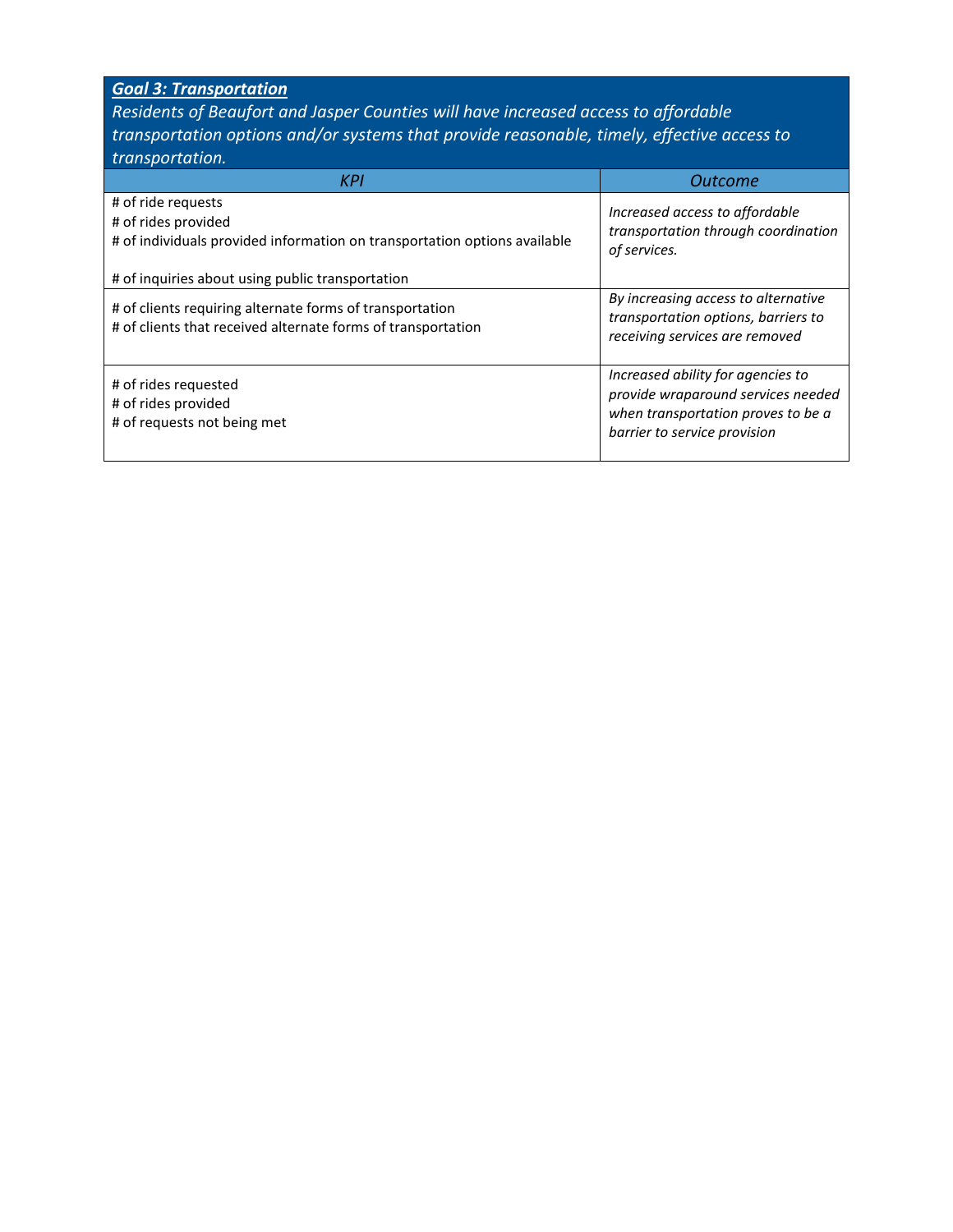***Goal 3: Transportation***

*Residents of Beaufort and Jasper Counties will have increased access to affordable transportation options and/or systems that provide reasonable, timely, effective access to transportation.*

| *KPI* | *Outcome* |
|---|---|
| # of ride requests<br># of rides provided<br># of individuals provided information on transportation options available<br><br># of inquiries about using public transportation | *Increased access to affordable transportation through coordination of services.* |
| # of clients requiring alternate forms of transportation<br># of clients that received alternate forms of transportation | *By increasing access to alternative transportation options, barriers to receiving services are removed* |
| # of rides requested<br># of rides provided<br># of requests not being met | *Increased ability for agencies to provide wraparound services needed when transportation proves to be a barrier to service provision* |